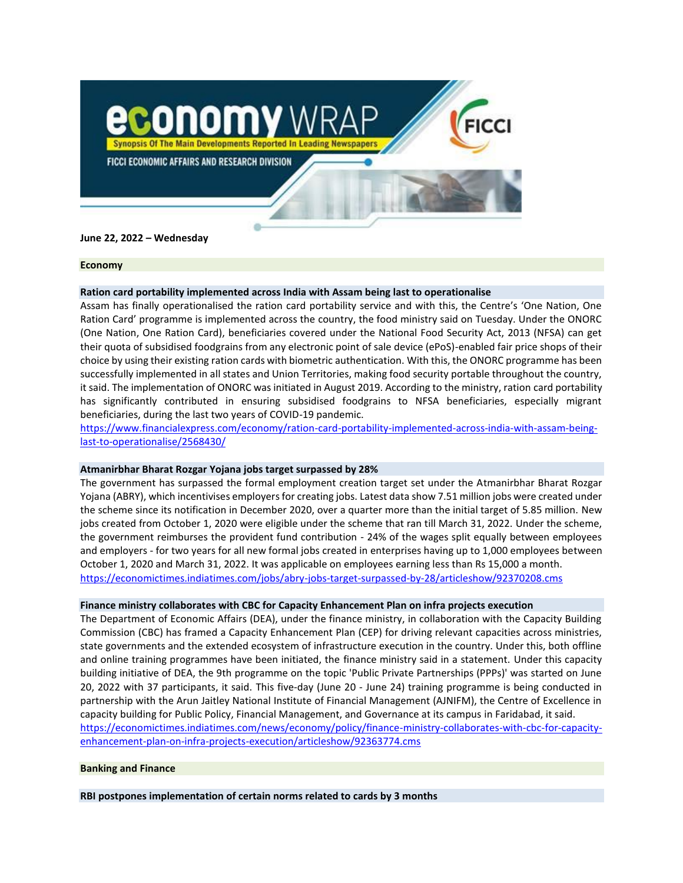# economy WRAP

Synopsis Of The Main Developments Reported In Leading Newspapers

FICCI ECONOMIC AFFAIRS AND RESEARCH DIVISION

**June 22, 2022 – Wednesday**

## Economy

### Ration card portability implemented across India with Assam being last to operationalise

Assam has finally operationalised the ration card portability service and with this, the Centre's 'One Nation, One Ration Card' programme is implemented across the country, the food ministry said on Tuesday. Under the ONORC (One Nation, One Ration Card), beneficiaries covered under the National Food Security Act, 2013 (NFSA) can get their quota of subsidised foodgrains from any electronic point of sale device (ePoS)-enabled fair price shops of their choice by using their existing ration cards with biometric authentication. With this, the ONORC programme has been successfully implemented in all states and Union Territories, making food security portable throughout the country, it said. The implementation of ONORC was initiated in August 2019. According to the ministry, ration card portability has significantly contributed in ensuring subsidised foodgrains to NFSA beneficiaries, especially migrant beneficiaries, during the last two years of COVID-19 pandemic.

https://www.financialexpress.com/economy/ration-card-portability-implemented-across-india-with-assam-being-last-to-operationalise/2568430/

### Atmanirbhar Bharat Rozgar Yojana jobs target surpassed by 28%

The government has surpassed the formal employment creation target set under the Atmanirbhar Bharat Rozgar Yojana (ABRY), which incentivises employers for creating jobs. Latest data show 7.51 million jobs were created under the scheme since its notification in December 2020, over a quarter more than the initial target of 5.85 million. New jobs created from October 1, 2020 were eligible under the scheme that ran till March 31, 2022. Under the scheme, the government reimburses the provident fund contribution - 24% of the wages split equally between employees and employers - for two years for all new formal jobs created in enterprises having up to 1,000 employees between October 1, 2020 and March 31, 2022. It was applicable on employees earning less than Rs 15,000 a month.

https://economictimes.indiatimes.com/jobs/abry-jobs-target-surpassed-by-28/articleshow/92370208.cms

### Finance ministry collaborates with CBC for Capacity Enhancement Plan on infra projects execution

The Department of Economic Affairs (DEA), under the finance ministry, in collaboration with the Capacity Building Commission (CBC) has framed a Capacity Enhancement Plan (CEP) for driving relevant capacities across ministries, state governments and the extended ecosystem of infrastructure execution in the country. Under this, both offline and online training programmes have been initiated, the finance ministry said in a statement. Under this capacity building initiative of DEA, the 9th programme on the topic 'Public Private Partnerships (PPPs)' was started on June 20, 2022 with 37 participants, it said. This five-day (June 20 - June 24) training programme is being conducted in partnership with the Arun Jaitley National Institute of Financial Management (AJNIFM), the Centre of Excellence in capacity building for Public Policy, Financial Management, and Governance at its campus in Faridabad, it said.

https://economictimes.indiatimes.com/news/economy/policy/finance-ministry-collaborates-with-cbc-for-capacity-enhancement-plan-on-infra-projects-execution/articleshow/92363774.cms

## Banking and Finance

### RBI postpones implementation of certain norms related to cards by 3 months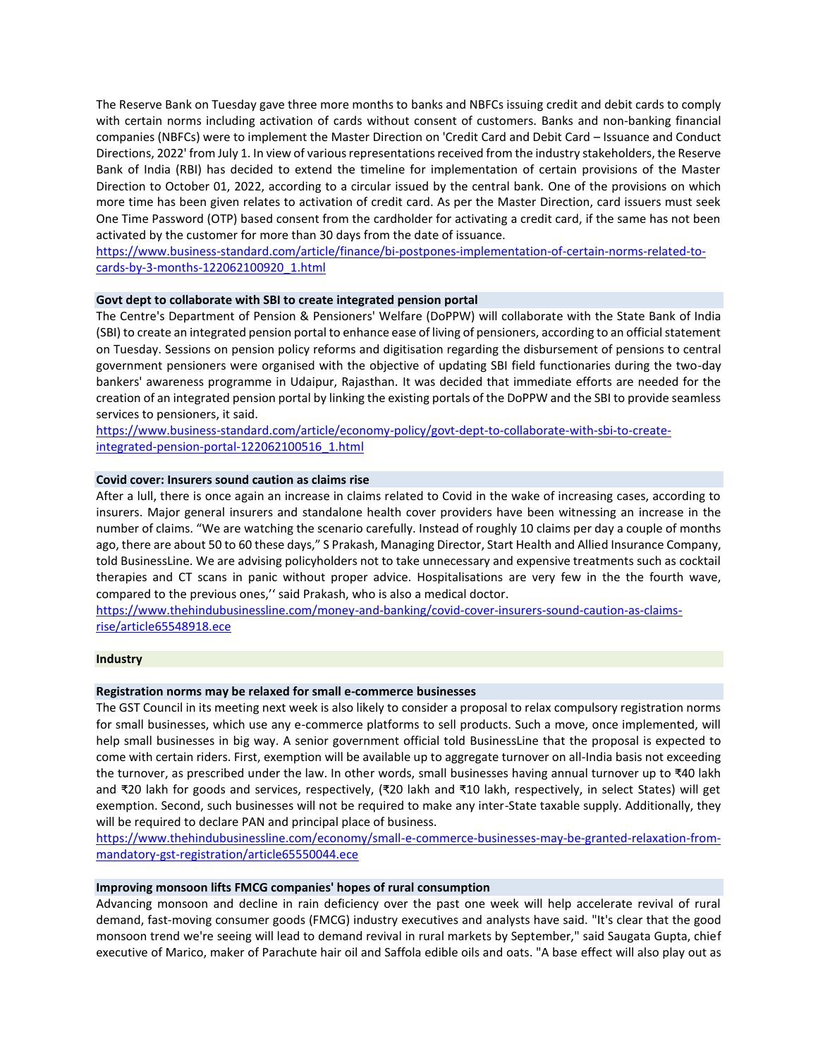The Reserve Bank on Tuesday gave three more months to banks and NBFCs issuing credit and debit cards to comply with certain norms including activation of cards without consent of customers. Banks and non-banking financial companies (NBFCs) were to implement the Master Direction on 'Credit Card and Debit Card – Issuance and Conduct Directions, 2022' from July 1. In view of various representations received from the industry stakeholders, the Reserve Bank of India (RBI) has decided to extend the timeline for implementation of certain provisions of the Master Direction to October 01, 2022, according to a circular issued by the central bank. One of the provisions on which more time has been given relates to activation of credit card. As per the Master Direction, card issuers must seek One Time Password (OTP) based consent from the cardholder for activating a credit card, if the same has not been activated by the customer for more than 30 days from the date of issuance.
https://www.business-standard.com/article/finance/bi-postpones-implementation-of-certain-norms-related-to-cards-by-3-months-122062100920_1.html

### Govt dept to collaborate with SBI to create integrated pension portal

The Centre's Department of Pension & Pensioners' Welfare (DoPPW) will collaborate with the State Bank of India (SBI) to create an integrated pension portal to enhance ease of living of pensioners, according to an official statement on Tuesday. Sessions on pension policy reforms and digitisation regarding the disbursement of pensions to central government pensioners were organised with the objective of updating SBI field functionaries during the two-day bankers' awareness programme in Udaipur, Rajasthan. It was decided that immediate efforts are needed for the creation of an integrated pension portal by linking the existing portals of the DoPPW and the SBI to provide seamless services to pensioners, it said.
https://www.business-standard.com/article/economy-policy/govt-dept-to-collaborate-with-sbi-to-create-integrated-pension-portal-122062100516_1.html

### Covid cover: Insurers sound caution as claims rise

After a lull, there is once again an increase in claims related to Covid in the wake of increasing cases, according to insurers. Major general insurers and standalone health cover providers have been witnessing an increase in the number of claims. “We are watching the scenario carefully. Instead of roughly 10 claims per day a couple of months ago, there are about 50 to 60 these days,” S Prakash, Managing Director, Start Health and Allied Insurance Company, told BusinessLine. We are advising policyholders not to take unnecessary and expensive treatments such as cocktail therapies and CT scans in panic without proper advice. Hospitalisations are very few in the the fourth wave, compared to the previous ones,‘‘ said Prakash, who is also a medical doctor.
https://www.thehindubusinessline.com/money-and-banking/covid-cover-insurers-sound-caution-as-claims-rise/article65548918.ece

## Industry

### Registration norms may be relaxed for small e-commerce businesses

The GST Council in its meeting next week is also likely to consider a proposal to relax compulsory registration norms for small businesses, which use any e-commerce platforms to sell products. Such a move, once implemented, will help small businesses in big way. A senior government official told BusinessLine that the proposal is expected to come with certain riders. First, exemption will be available up to aggregate turnover on all-India basis not exceeding the turnover, as prescribed under the law. In other words, small businesses having annual turnover up to ₹40 lakh and ₹20 lakh for goods and services, respectively, (₹20 lakh and ₹10 lakh, respectively, in select States) will get exemption. Second, such businesses will not be required to make any inter-State taxable supply. Additionally, they will be required to declare PAN and principal place of business.
https://www.thehindubusinessline.com/economy/small-e-commerce-businesses-may-be-granted-relaxation-from-mandatory-gst-registration/article65550044.ece

### Improving monsoon lifts FMCG companies' hopes of rural consumption

Advancing monsoon and decline in rain deficiency over the past one week will help accelerate revival of rural demand, fast-moving consumer goods (FMCG) industry executives and analysts have said. "It's clear that the good monsoon trend we're seeing will lead to demand revival in rural markets by September," said Saugata Gupta, chief executive of Marico, maker of Parachute hair oil and Saffola edible oils and oats. "A base effect will also play out as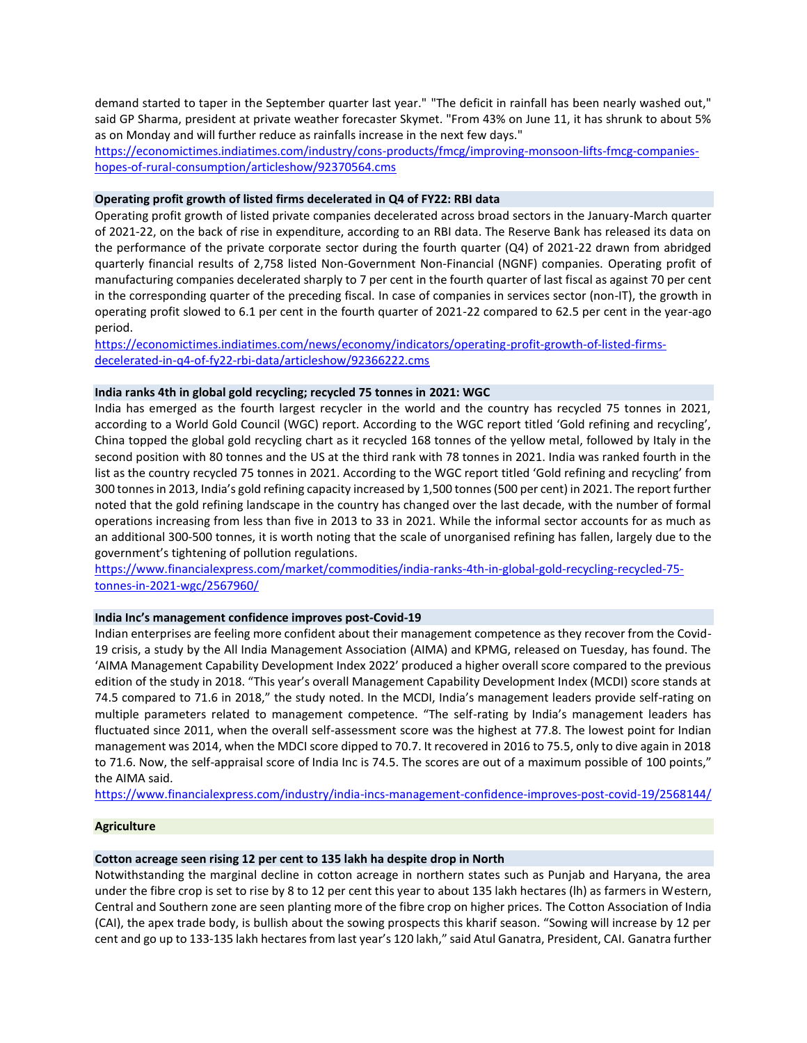demand started to taper in the September quarter last year." "The deficit in rainfall has been nearly washed out," said GP Sharma, president at private weather forecaster Skymet. "From 43% on June 11, it has shrunk to about 5% as on Monday and will further reduce as rainfalls increase in the next few days."
https://economictimes.indiatimes.com/industry/cons-products/fmcg/improving-monsoon-lifts-fmcg-companies-hopes-of-rural-consumption/articleshow/92370564.cms

**Operating profit growth of listed firms decelerated in Q4 of FY22: RBI data**

Operating profit growth of listed private companies decelerated across broad sectors in the January-March quarter of 2021-22, on the back of rise in expenditure, according to an RBI data. The Reserve Bank has released its data on the performance of the private corporate sector during the fourth quarter (Q4) of 2021-22 drawn from abridged quarterly financial results of 2,758 listed Non-Government Non-Financial (NGNF) companies. Operating profit of manufacturing companies decelerated sharply to 7 per cent in the fourth quarter of last fiscal as against 70 per cent in the corresponding quarter of the preceding fiscal. In case of companies in services sector (non-IT), the growth in operating profit slowed to 6.1 per cent in the fourth quarter of 2021-22 compared to 62.5 per cent in the year-ago period.
https://economictimes.indiatimes.com/news/economy/indicators/operating-profit-growth-of-listed-firms-decelerated-in-q4-of-fy22-rbi-data/articleshow/92366222.cms

**India ranks 4th in global gold recycling; recycled 75 tonnes in 2021: WGC**

India has emerged as the fourth largest recycler in the world and the country has recycled 75 tonnes in 2021, according to a World Gold Council (WGC) report. According to the WGC report titled 'Gold refining and recycling', China topped the global gold recycling chart as it recycled 168 tonnes of the yellow metal, followed by Italy in the second position with 80 tonnes and the US at the third rank with 78 tonnes in 2021. India was ranked fourth in the list as the country recycled 75 tonnes in 2021. According to the WGC report titled 'Gold refining and recycling' from 300 tonnes in 2013, India's gold refining capacity increased by 1,500 tonnes (500 per cent) in 2021. The report further noted that the gold refining landscape in the country has changed over the last decade, with the number of formal operations increasing from less than five in 2013 to 33 in 2021. While the informal sector accounts for as much as an additional 300-500 tonnes, it is worth noting that the scale of unorganised refining has fallen, largely due to the government's tightening of pollution regulations.
https://www.financialexpress.com/market/commodities/india-ranks-4th-in-global-gold-recycling-recycled-75-tonnes-in-2021-wgc/2567960/

**India Inc's management confidence improves post-Covid-19**

Indian enterprises are feeling more confident about their management competence as they recover from the Covid-19 crisis, a study by the All India Management Association (AIMA) and KPMG, released on Tuesday, has found. The 'AIMA Management Capability Development Index 2022' produced a higher overall score compared to the previous edition of the study in 2018. "This year's overall Management Capability Development Index (MCDI) score stands at 74.5 compared to 71.6 in 2018," the study noted. In the MCDI, India's management leaders provide self-rating on multiple parameters related to management competence. "The self-rating by India's management leaders has fluctuated since 2011, when the overall self-assessment score was the highest at 77.8. The lowest point for Indian management was 2014, when the MDCI score dipped to 70.7. It recovered in 2016 to 75.5, only to dive again in 2018 to 71.6. Now, the self-appraisal score of India Inc is 74.5. The scores are out of a maximum possible of 100 points," the AIMA said.
https://www.financialexpress.com/industry/india-incs-management-confidence-improves-post-covid-19/2568144/

## Agriculture

**Cotton acreage seen rising 12 per cent to 135 lakh ha despite drop in North**

Notwithstanding the marginal decline in cotton acreage in northern states such as Punjab and Haryana, the area under the fibre crop is set to rise by 8 to 12 per cent this year to about 135 lakh hectares (lh) as farmers in Western, Central and Southern zone are seen planting more of the fibre crop on higher prices. The Cotton Association of India (CAI), the apex trade body, is bullish about the sowing prospects this kharif season. "Sowing will increase by 12 per cent and go up to 133-135 lakh hectares from last year's 120 lakh," said Atul Ganatra, President, CAI. Ganatra further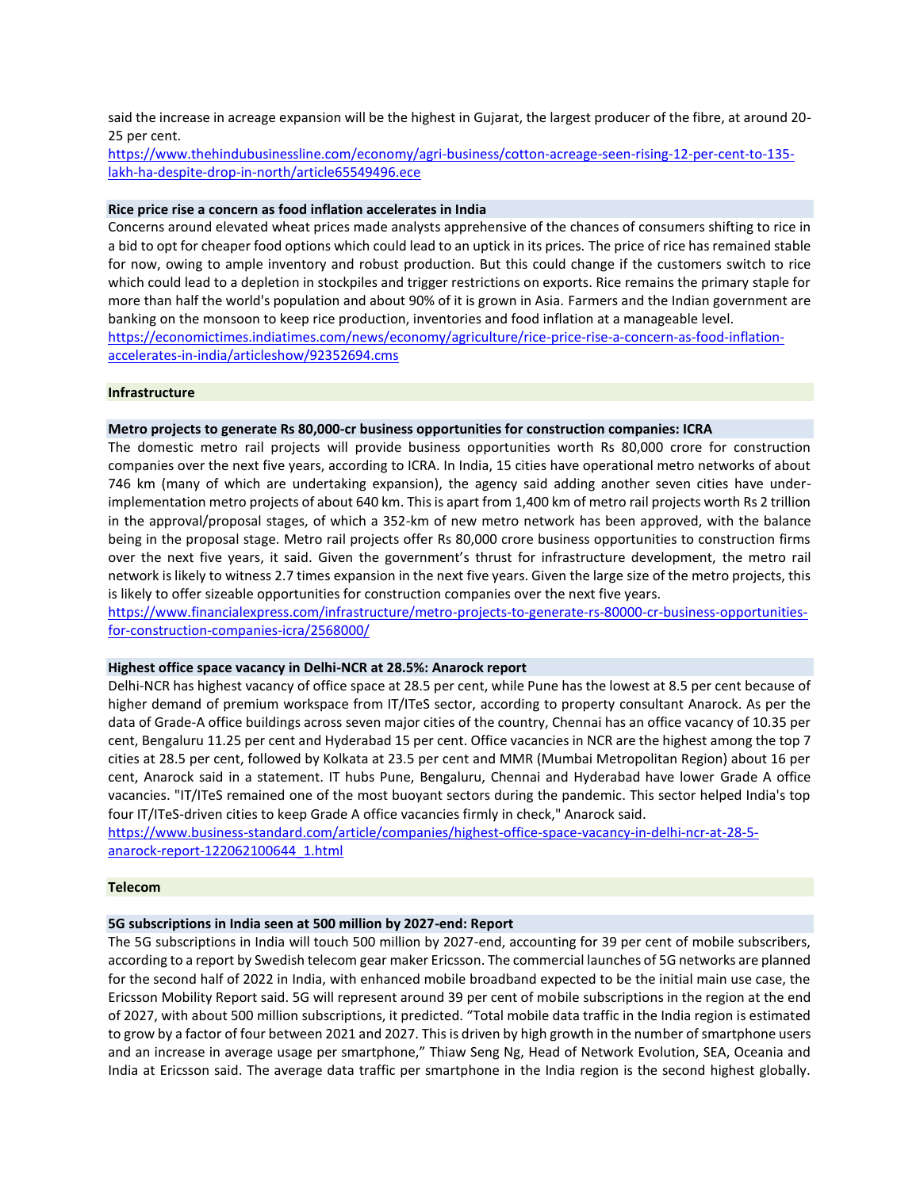said the increase in acreage expansion will be the highest in Gujarat, the largest producer of the fibre, at around 20-25 per cent.
https://www.thehindubusinessline.com/economy/agri-business/cotton-acreage-seen-rising-12-per-cent-to-135-lakh-ha-despite-drop-in-north/article65549496.ece

### Rice price rise a concern as food inflation accelerates in India

Concerns around elevated wheat prices made analysts apprehensive of the chances of consumers shifting to rice in a bid to opt for cheaper food options which could lead to an uptick in its prices. The price of rice has remained stable for now, owing to ample inventory and robust production. But this could change if the customers switch to rice which could lead to a depletion in stockpiles and trigger restrictions on exports. Rice remains the primary staple for more than half the world's population and about 90% of it is grown in Asia. Farmers and the Indian government are banking on the monsoon to keep rice production, inventories and food inflation at a manageable level.
https://economictimes.indiatimes.com/news/economy/agriculture/rice-price-rise-a-concern-as-food-inflation-accelerates-in-india/articleshow/92352694.cms

## Infrastructure

### Metro projects to generate Rs 80,000-cr business opportunities for construction companies: ICRA

The domestic metro rail projects will provide business opportunities worth Rs 80,000 crore for construction companies over the next five years, according to ICRA. In India, 15 cities have operational metro networks of about 746 km (many of which are undertaking expansion), the agency said adding another seven cities have under-implementation metro projects of about 640 km. This is apart from 1,400 km of metro rail projects worth Rs 2 trillion in the approval/proposal stages, of which a 352-km of new metro network has been approved, with the balance being in the proposal stage. Metro rail projects offer Rs 80,000 crore business opportunities to construction firms over the next five years, it said. Given the government's thrust for infrastructure development, the metro rail network is likely to witness 2.7 times expansion in the next five years. Given the large size of the metro projects, this is likely to offer sizeable opportunities for construction companies over the next five years.
https://www.financialexpress.com/infrastructure/metro-projects-to-generate-rs-80000-cr-business-opportunities-for-construction-companies-icra/2568000/

### Highest office space vacancy in Delhi-NCR at 28.5%: Anarock report

Delhi-NCR has highest vacancy of office space at 28.5 per cent, while Pune has the lowest at 8.5 per cent because of higher demand of premium workspace from IT/ITeS sector, according to property consultant Anarock. As per the data of Grade-A office buildings across seven major cities of the country, Chennai has an office vacancy of 10.35 per cent, Bengaluru 11.25 per cent and Hyderabad 15 per cent. Office vacancies in NCR are the highest among the top 7 cities at 28.5 per cent, followed by Kolkata at 23.5 per cent and MMR (Mumbai Metropolitan Region) about 16 per cent, Anarock said in a statement. IT hubs Pune, Bengaluru, Chennai and Hyderabad have lower Grade A office vacancies. "IT/ITeS remained one of the most buoyant sectors during the pandemic. This sector helped India's top four IT/ITeS-driven cities to keep Grade A office vacancies firmly in check," Anarock said.
https://www.business-standard.com/article/companies/highest-office-space-vacancy-in-delhi-ncr-at-28-5-anarock-report-122062100644_1.html

## Telecom

### 5G subscriptions in India seen at 500 million by 2027-end: Report

The 5G subscriptions in India will touch 500 million by 2027-end, accounting for 39 per cent of mobile subscribers, according to a report by Swedish telecom gear maker Ericsson. The commercial launches of 5G networks are planned for the second half of 2022 in India, with enhanced mobile broadband expected to be the initial main use case, the Ericsson Mobility Report said. 5G will represent around 39 per cent of mobile subscriptions in the region at the end of 2027, with about 500 million subscriptions, it predicted. "Total mobile data traffic in the India region is estimated to grow by a factor of four between 2021 and 2027. This is driven by high growth in the number of smartphone users and an increase in average usage per smartphone," Thiaw Seng Ng, Head of Network Evolution, SEA, Oceania and India at Ericsson said. The average data traffic per smartphone in the India region is the second highest globally.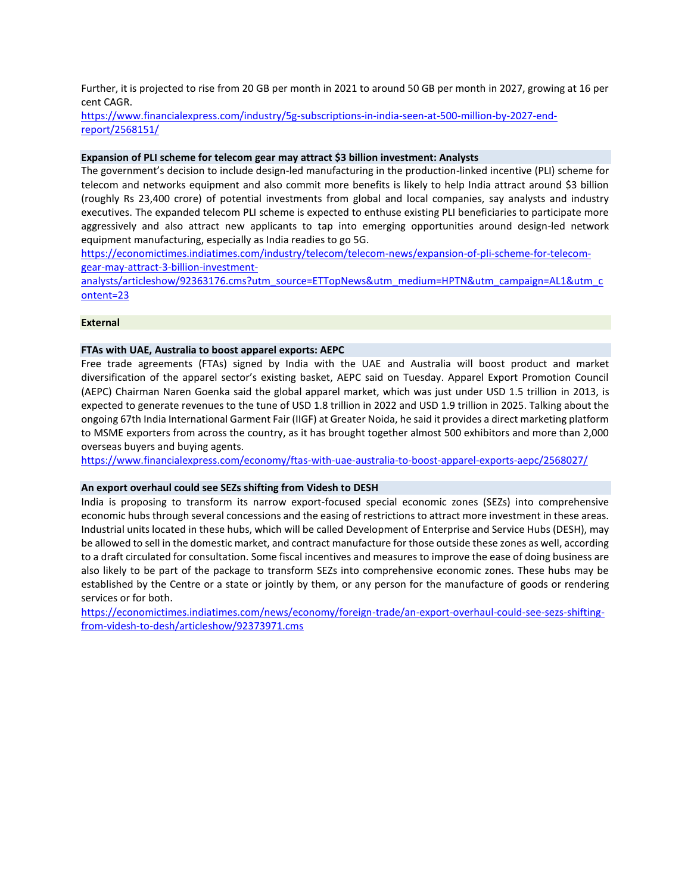Further, it is projected to rise from 20 GB per month in 2021 to around 50 GB per month in 2027, growing at 16 per cent CAGR.
https://www.financialexpress.com/industry/5g-subscriptions-in-india-seen-at-500-million-by-2027-end-report/2568151/

### Expansion of PLI scheme for telecom gear may attract $3 billion investment: Analysts

The government's decision to include design-led manufacturing in the production-linked incentive (PLI) scheme for telecom and networks equipment and also commit more benefits is likely to help India attract around $3 billion (roughly Rs 23,400 crore) of potential investments from global and local companies, say analysts and industry executives. The expanded telecom PLI scheme is expected to enthuse existing PLI beneficiaries to participate more aggressively and also attract new applicants to tap into emerging opportunities around design-led network equipment manufacturing, especially as India readies to go 5G.
https://economictimes.indiatimes.com/industry/telecom/telecom-news/expansion-of-pli-scheme-for-telecom-gear-may-attract-3-billion-investment-analysts/articleshow/92363176.cms?utm_source=ETTopNews&utm_medium=HPTN&utm_campaign=AL1&utm_content=23

## External

### FTAs with UAE, Australia to boost apparel exports: AEPC

Free trade agreements (FTAs) signed by India with the UAE and Australia will boost product and market diversification of the apparel sector's existing basket, AEPC said on Tuesday. Apparel Export Promotion Council (AEPC) Chairman Naren Goenka said the global apparel market, which was just under USD 1.5 trillion in 2013, is expected to generate revenues to the tune of USD 1.8 trillion in 2022 and USD 1.9 trillion in 2025. Talking about the ongoing 67th India International Garment Fair (IIGF) at Greater Noida, he said it provides a direct marketing platform to MSME exporters from across the country, as it has brought together almost 500 exhibitors and more than 2,000 overseas buyers and buying agents.
https://www.financialexpress.com/economy/ftas-with-uae-australia-to-boost-apparel-exports-aepc/2568027/

### An export overhaul could see SEZs shifting from Videsh to DESH

India is proposing to transform its narrow export-focused special economic zones (SEZs) into comprehensive economic hubs through several concessions and the easing of restrictions to attract more investment in these areas. Industrial units located in these hubs, which will be called Development of Enterprise and Service Hubs (DESH), may be allowed to sell in the domestic market, and contract manufacture for those outside these zones as well, according to a draft circulated for consultation. Some fiscal incentives and measures to improve the ease of doing business are also likely to be part of the package to transform SEZs into comprehensive economic zones. These hubs may be established by the Centre or a state or jointly by them, or any person for the manufacture of goods or rendering services or for both.
https://economictimes.indiatimes.com/news/economy/foreign-trade/an-export-overhaul-could-see-sezs-shifting-from-videsh-to-desh/articleshow/92373971.cms